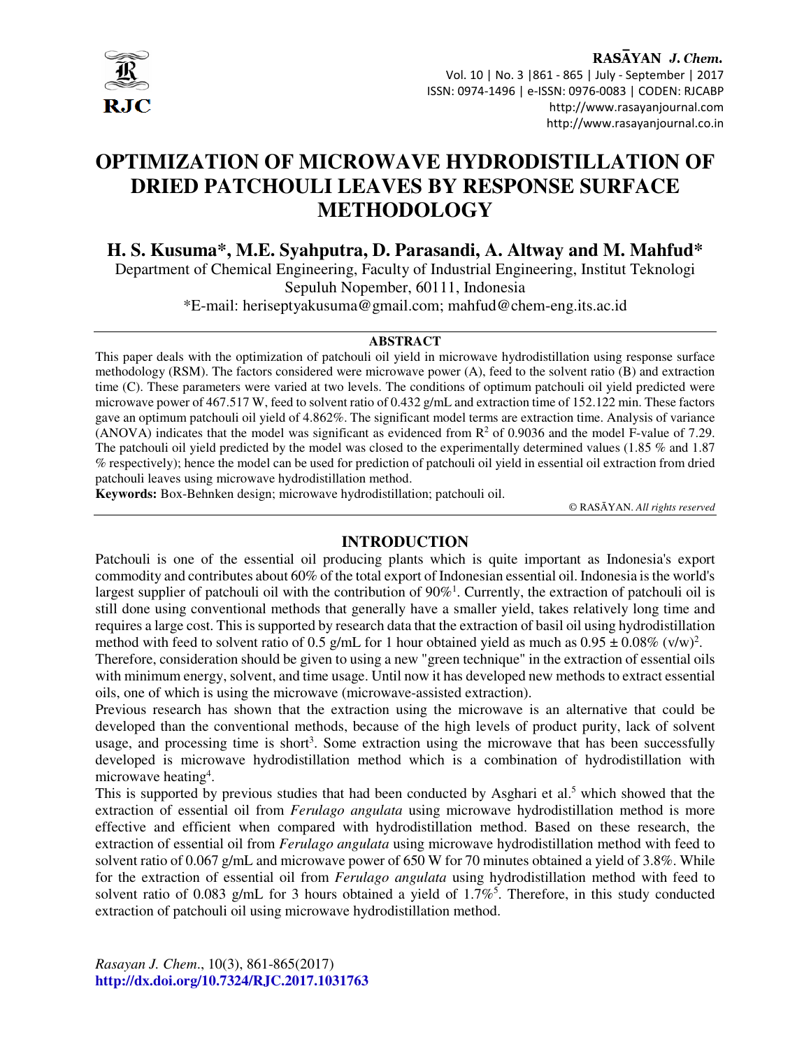# OPTIMIZATION OF MICROWAVE HYDRODISTILLATION OF DRIED PATCHOULI LEAVES BY RESPONSE SURFACE METHODOLOGY

**H. S. Kusuma\*, M.E. Syahputra, D. Parasandi, A. Altway and M. Mahfud\***

Department of Chemical Engineering, Faculty of Industrial Engineering, Institut Teknologi Sepuluh Nopember, 60111, Indonesia

\*E-mail: heriseptyakusuma@gmail.com; mahfud@chem-eng.its.ac.id

## ABSTRACT

This paper deals with the optimization of patchouli oil yield in microwave hydrodistillation using response surface methodology (RSM). The factors considered were microwave power (A), feed to the solvent ratio (B) and extraction time (C). These parameters were varied at two levels. The conditions of optimum patchouli oil yield predicted were microwave power of 467.517 W, feed to solvent ratio of 0.432 g/mL and extraction time of 152.122 min. These factors gave an optimum patchouli oil yield of 4.862%. The significant model terms are extraction time. Analysis of variance (ANOVA) indicates that the model was significant as evidenced from $R^2$ of 0.9036 and the model F-value of 7.29. The patchouli oil yield predicted by the model was closed to the experimentally determined values (1.85 % and 1.87 % respectively); hence the model can be used for prediction of patchouli oil yield in essential oil extraction from dried patchouli leaves using microwave hydrodistillation method.

**Keywords:** Box-Behnken design; microwave hydrodistillation; patchouli oil.

© RASĀYAN. *All rights reserved*

## INTRODUCTION

Patchouli is one of the essential oil producing plants which is quite important as Indonesia's export commodity and contributes about 60% of the total export of Indonesian essential oil. Indonesia is the world's largest supplier of patchouli oil with the contribution of 90%[1]. Currently, the extraction of patchouli oil is still done using conventional methods that generally have a smaller yield, takes relatively long time and requires a large cost. This is supported by research data that the extraction of basil oil using hydrodistillation method with feed to solvent ratio of 0.5 g/mL for 1 hour obtained yield as much as 0.95 ± 0.08% (v/w)[2].

Therefore, consideration should be given to using a new "green technique" in the extraction of essential oils with minimum energy, solvent, and time usage. Until now it has developed new methods to extract essential oils, one of which is using the microwave (microwave-assisted extraction).

Previous research has shown that the extraction using the microwave is an alternative that could be developed than the conventional methods, because of the high levels of product purity, lack of solvent usage, and processing time is short[3]. Some extraction using the microwave that has been successfully developed is microwave hydrodistillation method which is a combination of hydrodistillation with microwave heating[4].

This is supported by previous studies that had been conducted by Asghari et al.[5] which showed that the extraction of essential oil from *Ferulago angulata* using microwave hydrodistillation method is more effective and efficient when compared with hydrodistillation method. Based on these research, the extraction of essential oil from *Ferulago angulata* using microwave hydrodistillation method with feed to solvent ratio of 0.067 g/mL and microwave power of 650 W for 70 minutes obtained a yield of 3.8%. While for the extraction of essential oil from *Ferulago angulata* using hydrodistillation method with feed to solvent ratio of 0.083 g/mL for 3 hours obtained a yield of 1.7%[5]. Therefore, in this study conducted extraction of patchouli oil using microwave hydrodistillation method.

*Rasayan J. Chem.*, 10(3), 861-865(2017)

**http://dx.doi.org/10.7324/RJC.2017.1031763**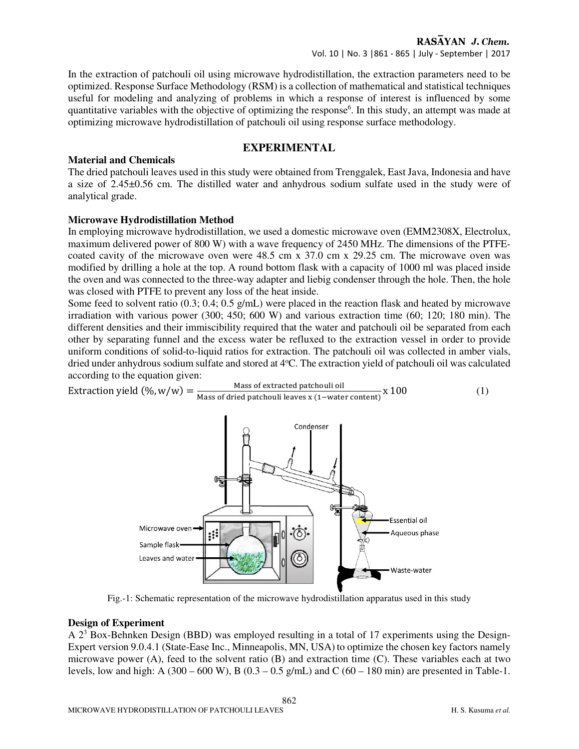In the extraction of patchouli oil using microwave hydrodistillation, the extraction parameters need to be optimized. Response Surface Methodology (RSM) is a collection of mathematical and statistical techniques useful for modeling and analyzing of problems in which a response of interest is influenced by some quantitative variables with the objective of optimizing the response[6]. In this study, an attempt was made at optimizing microwave hydrodistillation of patchouli oil using response surface methodology.

## EXPERIMENTAL

### Material and Chemicals

The dried patchouli leaves used in this study were obtained from Trenggalek, East Java, Indonesia and have a size of 2.45±0.56 cm. The distilled water and anhydrous sodium sulfate used in the study were of analytical grade.

### Microwave Hydrodistillation Method

In employing microwave hydrodistillation, we used a domestic microwave oven (EMM2308X, Electrolux, maximum delivered power of 800 W) with a wave frequency of 2450 MHz. The dimensions of the PTFE-coated cavity of the microwave oven were 48.5 cm x 37.0 cm x 29.25 cm. The microwave oven was modified by drilling a hole at the top. A round bottom flask with a capacity of 1000 ml was placed inside the oven and was connected to the three-way adapter and liebig condenser through the hole. Then, the hole was closed with PTFE to prevent any loss of the heat inside.

Some feed to solvent ratio (0.3; 0.4; 0.5 g/mL) were placed in the reaction flask and heated by microwave irradiation with various power (300; 450; 600 W) and various extraction time (60; 120; 180 min). The different densities and their immiscibility required that the water and patchouli oil be separated from each other by separating funnel and the excess water be refluxed to the extraction vessel in order to provide uniform conditions of solid-to-liquid ratios for extraction. The patchouli oil was collected in amber vials, dried under anhydrous sodium sulfate and stored at 4°C. The extraction yield of patchouli oil was calculated according to the equation given:

$$\text{Extraction yield } (\%, \text{w/w}) = \frac{\text{Mass of extracted patchouli oil}}{\text{Mass of dried patchouli leaves x } (1 - \text{water content})} \times 100 \quad (1)$$

Fig.-1: Schematic representation of the microwave hydrodistillation apparatus used in this study

### Design of Experiment

A $2^3$ Box-Behnken Design (BBD) was employed resulting in a total of 17 experiments using the Design-Expert version 9.0.4.1 (State-Ease Inc., Minneapolis, MN, USA) to optimize the chosen key factors namely microwave power (A), feed to the solvent ratio (B) and extraction time (C). These variables each at two levels, low and high: A (300 – 600 W), B (0.3 – 0.5 g/mL) and C (60 – 180 min) are presented in Table-1.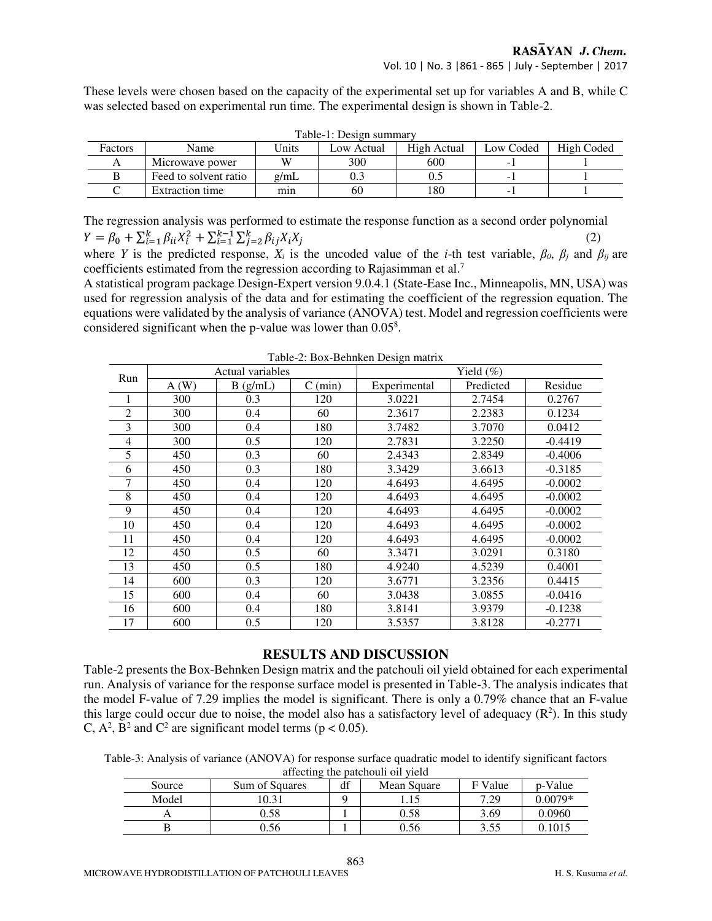These levels were chosen based on the capacity of the experimental set up for variables A and B, while C was selected based on experimental run time. The experimental design is shown in Table-2.

Table-1: Design summary

| Factors | Name | Units | Low Actual | High Actual | Low Coded | High Coded |
|---|---|---|---|---|---|---|
| A | Microwave power | W | 300 | 600 | -1 | 1 |
| B | Feed to solvent ratio | g/mL | 0.3 | 0.5 | -1 | 1 |
| C | Extraction time | min | 60 | 180 | -1 | 1 |

The regression analysis was performed to estimate the response function as a second order polynomial

$$Y = \beta_0 + \sum_{i=1}^{k} \beta_{ii} X_i^2 + \sum_{i=1}^{k-1} \sum_{j=2}^{k} \beta_{ij} X_i X_j \tag{2}$$

where $Y$ is the predicted response, $X_i$ is the uncoded value of the $i$-th test variable, $\beta_0$, $\beta_j$ and $\beta_{ij}$ are coefficients estimated from the regression according to Rajasimman et al.[7]

A statistical program package Design-Expert version 9.0.4.1 (State-Ease Inc., Minneapolis, MN, USA) was used for regression analysis of the data and for estimating the coefficient of the regression equation. The equations were validated by the analysis of variance (ANOVA) test. Model and regression coefficients were considered significant when the p-value was lower than 0.05[8].

Table-2: Box-Behnken Design matrix

| Run | Actual variables | | | Yield (%) | | |
|---|---|---|---|---|---|---|
| | A (W) | B (g/mL) | C (min) | Experimental | Predicted | Residue |
| 1 | 300 | 0.3 | 120 | 3.0221 | 2.7454 | 0.2767 |
| 2 | 300 | 0.4 | 60 | 2.3617 | 2.2383 | 0.1234 |
| 3 | 300 | 0.4 | 180 | 3.7482 | 3.7070 | 0.0412 |
| 4 | 300 | 0.5 | 120 | 2.7831 | 3.2250 | -0.4419 |
| 5 | 450 | 0.3 | 60 | 2.4343 | 2.8349 | -0.4006 |
| 6 | 450 | 0.3 | 180 | 3.3429 | 3.6613 | -0.3185 |
| 7 | 450 | 0.4 | 120 | 4.6493 | 4.6495 | -0.0002 |
| 8 | 450 | 0.4 | 120 | 4.6493 | 4.6495 | -0.0002 |
| 9 | 450 | 0.4 | 120 | 4.6493 | 4.6495 | -0.0002 |
| 10 | 450 | 0.4 | 120 | 4.6493 | 4.6495 | -0.0002 |
| 11 | 450 | 0.4 | 120 | 4.6493 | 4.6495 | -0.0002 |
| 12 | 450 | 0.5 | 60 | 3.3471 | 3.0291 | 0.3180 |
| 13 | 450 | 0.5 | 180 | 4.9240 | 4.5239 | 0.4001 |
| 14 | 600 | 0.3 | 120 | 3.6771 | 3.2356 | 0.4415 |
| 15 | 600 | 0.4 | 60 | 3.0438 | 3.0855 | -0.0416 |
| 16 | 600 | 0.4 | 180 | 3.8141 | 3.9379 | -0.1238 |
| 17 | 600 | 0.5 | 120 | 3.5357 | 3.8128 | -0.2771 |

## RESULTS AND DISCUSSION

Table-2 presents the Box-Behnken Design matrix and the patchouli oil yield obtained for each experimental run. Analysis of variance for the response surface model is presented in Table-3. The analysis indicates that the model F-value of 7.29 implies the model is significant. There is only a 0.79% chance that an F-value this large could occur due to noise, the model also has a satisfactory level of adequacy ($R^2$). In this study C, $A^2$, $B^2$ and $C^2$ are significant model terms ($p < 0.05$).

Table-3: Analysis of variance (ANOVA) for response surface quadratic model to identify significant factors affecting the patchouli oil yield

| Source | Sum of Squares | df | Mean Square | F Value | p-Value |
|---|---|---|---|---|---|
| Model | 10.31 | 9 | 1.15 | 7.29 | 0.0079* |
| A | 0.58 | 1 | 0.58 | 3.69 | 0.0960 |
| B | 0.56 | 1 | 0.56 | 3.55 | 0.1015 |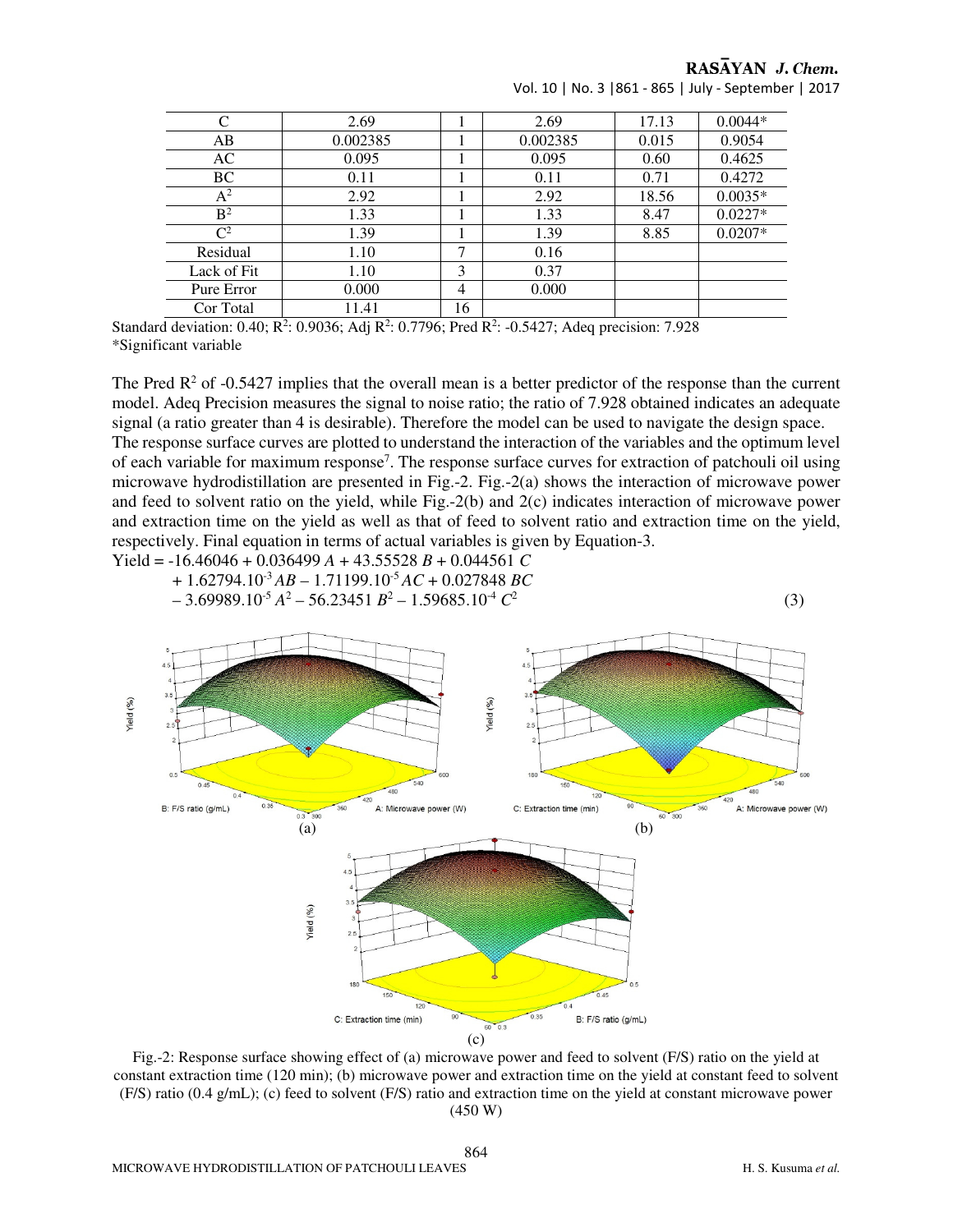| C | 2.69 | 1 | 2.69 | 17.13 | 0.0044* |
|---|---|---|---|---|---|
| AB | 0.002385 | 1 | 0.002385 | 0.015 | 0.9054 |
| AC | 0.095 | 1 | 0.095 | 0.60 | 0.4625 |
| BC | 0.11 | 1 | 0.11 | 0.71 | 0.4272 |
| $A^2$ | 2.92 | 1 | 2.92 | 18.56 | 0.0035* |
| $B^2$ | 1.33 | 1 | 1.33 | 8.47 | 0.0227* |
| $C^2$ | 1.39 | 1 | 1.39 | 8.85 | 0.0207* |
| Residual | 1.10 | 7 | 0.16 | | |
| Lack of Fit | 1.10 | 3 | 0.37 | | |
| Pure Error | 0.000 | 4 | 0.000 | | |
| Cor Total | 11.41 | 16 | | | |

Standard deviation: 0.40; $R^2$: 0.9036; Adj $R^2$: 0.7796; Pred $R^2$: -0.5427; Adeq precision: 7.928
*Significant variable

The Pred $R^2$ of -0.5427 implies that the overall mean is a better predictor of the response than the current model. Adeq Precision measures the signal to noise ratio; the ratio of 7.928 obtained indicates an adequate signal (a ratio greater than 4 is desirable). Therefore the model can be used to navigate the design space.
The response surface curves are plotted to understand the interaction of the variables and the optimum level of each variable for maximum response[7]. The response surface curves for extraction of patchouli oil using microwave hydrodistillation are presented in Fig.-2. Fig.-2(a) shows the interaction of microwave power and feed to solvent ratio on the yield, while Fig.-2(b) and 2(c) indicates interaction of microwave power and extraction time on the yield as well as that of feed to solvent ratio and extraction time on the yield, respectively. Final equation in terms of actual variables is given by Equation-3.

$$\begin{aligned}\text{Yield} = & -16.46046 + 0.036499\,A + 43.55528\,B + 0.044561\,C \\ & + 1.62794 \cdot 10^{-3}\,AB - 1.71199 \cdot 10^{-5}\,AC + 0.027848\,BC \\ & - 3.69989 \cdot 10^{-5}\,A^2 - 56.23451\,B^2 - 1.59685 \cdot 10^{-4}\,C^2 \end{aligned} \quad (3)$$

Fig.-2: Response surface showing effect of (a) microwave power and feed to solvent (F/S) ratio on the yield at constant extraction time (120 min); (b) microwave power and extraction time on the yield at constant feed to solvent (F/S) ratio (0.4 g/mL); (c) feed to solvent (F/S) ratio and extraction time on the yield at constant microwave power (450 W)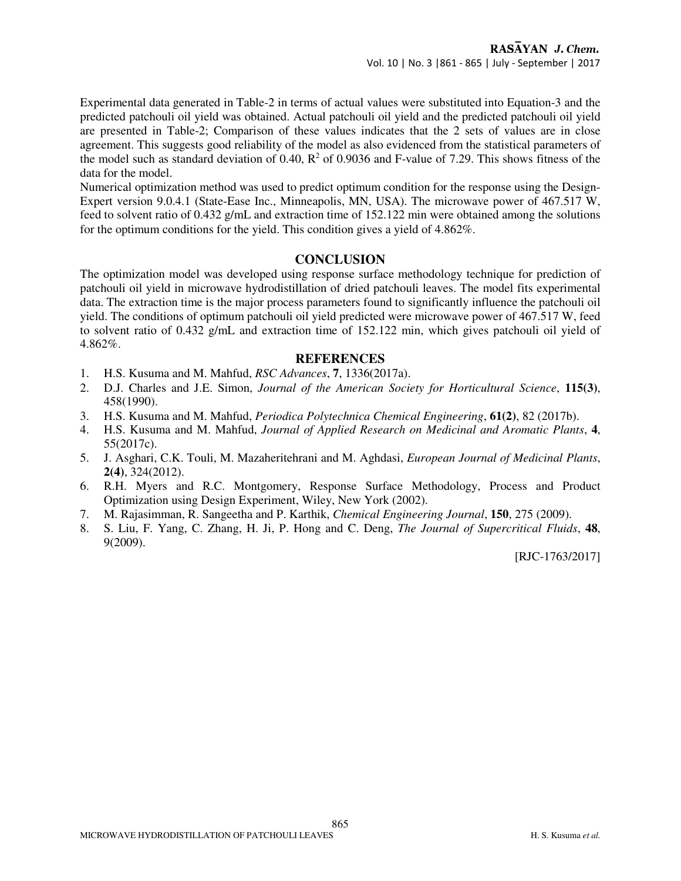Experimental data generated in Table-2 in terms of actual values were substituted into Equation-3 and the predicted patchouli oil yield was obtained. Actual patchouli oil yield and the predicted patchouli oil yield are presented in Table-2; Comparison of these values indicates that the 2 sets of values are in close agreement. This suggests good reliability of the model as also evidenced from the statistical parameters of the model such as standard deviation of 0.40, $R^2$ of 0.9036 and F-value of 7.29. This shows fitness of the data for the model.

Numerical optimization method was used to predict optimum condition for the response using the Design-Expert version 9.0.4.1 (State-Ease Inc., Minneapolis, MN, USA). The microwave power of 467.517 W, feed to solvent ratio of 0.432 g/mL and extraction time of 152.122 min were obtained among the solutions for the optimum conditions for the yield. This condition gives a yield of 4.862%.

## CONCLUSION

The optimization model was developed using response surface methodology technique for prediction of patchouli oil yield in microwave hydrodistillation of dried patchouli leaves. The model fits experimental data. The extraction time is the major process parameters found to significantly influence the patchouli oil yield. The conditions of optimum patchouli oil yield predicted were microwave power of 467.517 W, feed to solvent ratio of 0.432 g/mL and extraction time of 152.122 min, which gives patchouli oil yield of 4.862%.

## REFERENCES

1. H.S. Kusuma and M. Mahfud, *RSC Advances*, **7**, 1336(2017a).
2. D.J. Charles and J.E. Simon, *Journal of the American Society for Horticultural Science*, **115(3)**, 458(1990).
3. H.S. Kusuma and M. Mahfud, *Periodica Polytechnica Chemical Engineering*, **61(2)**, 82 (2017b).
4. H.S. Kusuma and M. Mahfud, *Journal of Applied Research on Medicinal and Aromatic Plants*, **4**, 55(2017c).
5. J. Asghari, C.K. Touli, M. Mazaheritehrani and M. Aghdasi, *European Journal of Medicinal Plants*, **2(4)**, 324(2012).
6. R.H. Myers and R.C. Montgomery, Response Surface Methodology, Process and Product Optimization using Design Experiment, Wiley, New York (2002).
7. M. Rajasimman, R. Sangeetha and P. Karthik, *Chemical Engineering Journal*, **150**, 275 (2009).
8. S. Liu, F. Yang, C. Zhang, H. Ji, P. Hong and C. Deng, *The Journal of Supercritical Fluids*, **48**, 9(2009).

[RJC-1763/2017]